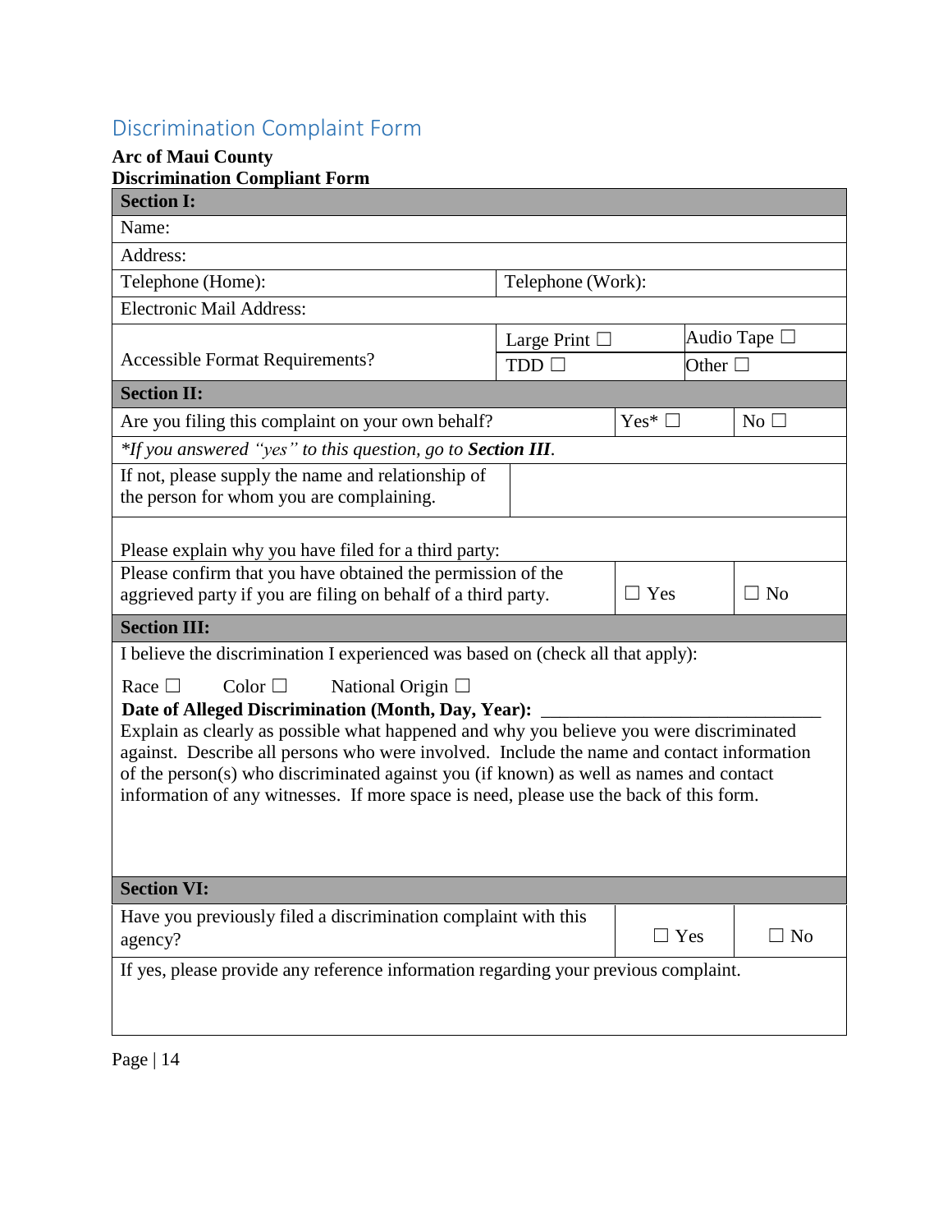# Discrimination Complaint Form

**Arc of Maui County**
**Discrimination Compliant Form**

| **Section I:** | | | |
|---|---|---|---|
| Name: | | | |
| Address: | | | |
| Telephone (Home): | Telephone (Work): | | |
| Electronic Mail Address: | | | |
| Accessible Format Requirements? | Large Print ☐ | Audio Tape ☐ | |
| | TDD ☐ | Other ☐ | |

| **Section II:** | | |
|---|---|---|
| Are you filing this complaint on your own behalf? | Yes* ☐ | No ☐ |
| *\*If you answered "yes" to this question, go to **Section III**.* | | |
| If not, please supply the name and relationship of the person for whom you are complaining. | | |
| Please explain why you have filed for a third party: | | |
| Please confirm that you have obtained the permission of the aggrieved party if you are filing on behalf of a third party. | ☐ Yes | ☐ No |

| **Section III:** |
|---|
| I believe the discrimination I experienced was based on (check all that apply): |
| Race ☐ Color ☐ National Origin ☐ |
| **Date of Alleged Discrimination (Month, Day, Year):** ______________________________ |
| Explain as clearly as possible what happened and why you believe you were discriminated against. Describe all persons who were involved. Include the name and contact information of the person(s) who discriminated against you (if known) as well as names and contact information of any witnesses. If more space is need, please use the back of this form. |

| **Section VI:** | | |
|---|---|---|
| Have you previously filed a discrimination complaint with this agency? | ☐ Yes | ☐ No |
| If yes, please provide any reference information regarding your previous complaint. | | |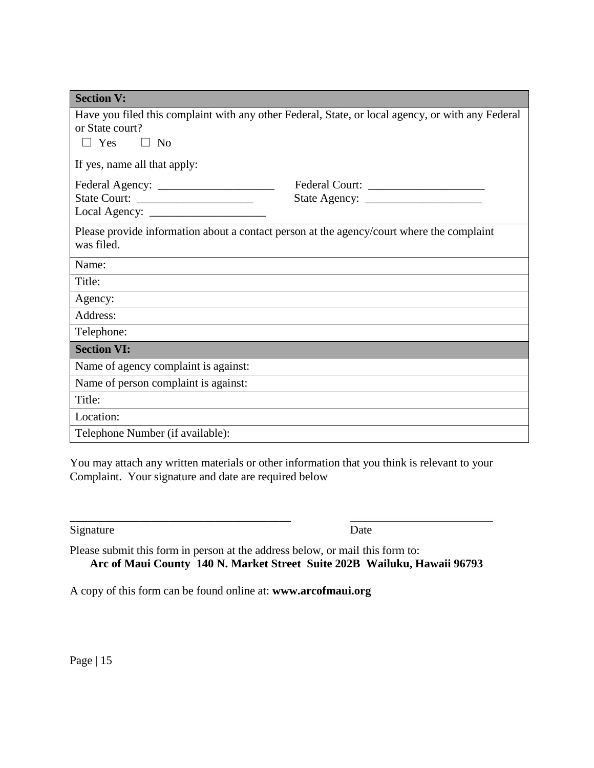| **Section V:** | |
|---|---|
| Have you filed this complaint with any other Federal, State, or local agency, or with any Federal or State court?<br>☐ Yes ☐ No<br><br>If yes, name all that apply:<br><br>Federal Agency: ____________________ Federal Court: ____________________<br>State Court: ____________________ State Agency: ____________________<br>Local Agency: ____________________ | |
| Please provide information about a contact person at the agency/court where the complaint was filed. | |
| Name: | |
| Title: | |
| Agency: | |
| Address: | |
| Telephone: | |
| **Section VI:** | |
| Name of agency complaint is against: | |
| Name of person complaint is against: | |
| Title: | |
| Location: | |
| Telephone Number (if available): | |

You may attach any written materials or other information that you think is relevant to your Complaint. Your signature and date are required below

_______________________________________ _________________________

Signature Date

Please submit this form in person at the address below, or mail this form to:

**Arc of Maui County 140 N. Market Street Suite 202B Wailuku, Hawaii 96793**

A copy of this form can be found online at: **www.arcofmaui.org**